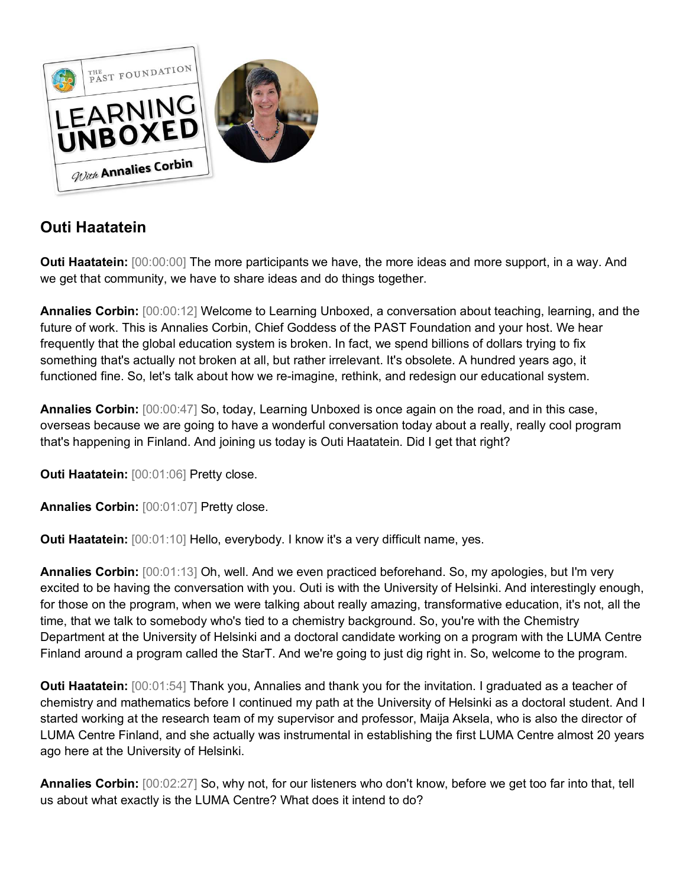## Outi Haatatein

**Outi Haatatein:** [00:00:00] The more participants we have, the more ideas and more support, in a way. And we get that community, we have to share ideas and do things together.

**Annalies Corbin:** [00:00:12] Welcome to Learning Unboxed, a conversation about teaching, learning, and the future of work. This is Annalies Corbin, Chief Goddess of the PAST Foundation and your host. We hear frequently that the global education system is broken. In fact, we spend billions of dollars trying to fix something that's actually not broken at all, but rather irrelevant. It's obsolete. A hundred years ago, it functioned fine. So, let's talk about how we re-imagine, rethink, and redesign our educational system.

**Annalies Corbin:** [00:00:47] So, today, Learning Unboxed is once again on the road, and in this case, overseas because we are going to have a wonderful conversation today about a really, really cool program that's happening in Finland. And joining us today is Outi Haatatein. Did I get that right?

**Outi Haatatein:** [00:01:06] Pretty close.

**Annalies Corbin:** [00:01:07] Pretty close.

**Outi Haatatein:** [00:01:10] Hello, everybody. I know it's a very difficult name, yes.

**Annalies Corbin:** [00:01:13] Oh, well. And we even practiced beforehand. So, my apologies, but I'm very excited to be having the conversation with you. Outi is with the University of Helsinki. And interestingly enough, for those on the program, when we were talking about really amazing, transformative education, it's not, all the time, that we talk to somebody who's tied to a chemistry background. So, you're with the Chemistry Department at the University of Helsinki and a doctoral candidate working on a program with the LUMA Centre Finland around a program called the StarT. And we're going to just dig right in. So, welcome to the program.

**Outi Haatatein:** [00:01:54] Thank you, Annalies and thank you for the invitation. I graduated as a teacher of chemistry and mathematics before I continued my path at the University of Helsinki as a doctoral student. And I started working at the research team of my supervisor and professor, Maija Aksela, who is also the director of LUMA Centre Finland, and she actually was instrumental in establishing the first LUMA Centre almost 20 years ago here at the University of Helsinki.

**Annalies Corbin:** [00:02:27] So, why not, for our listeners who don't know, before we get too far into that, tell us about what exactly is the LUMA Centre? What does it intend to do?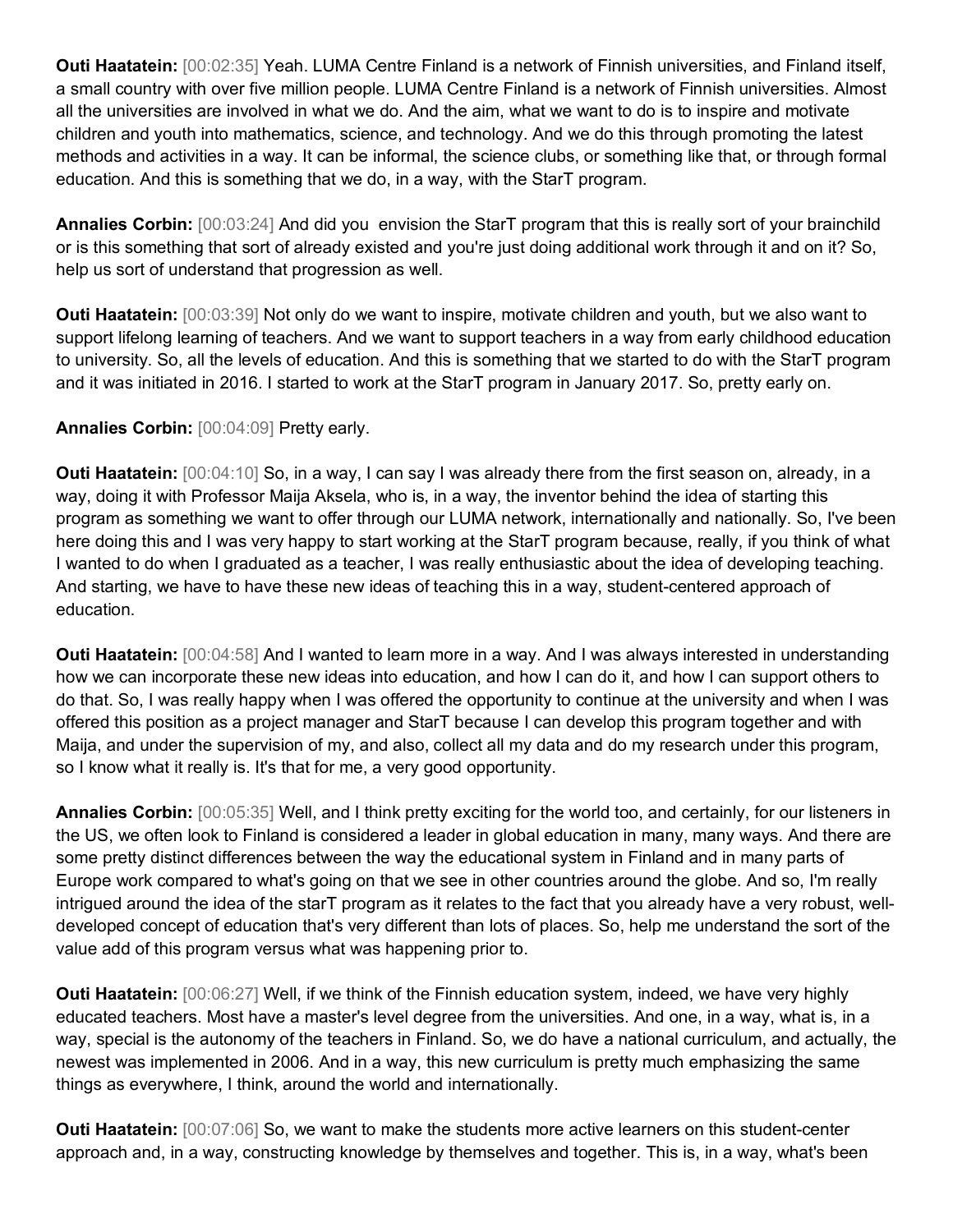**Outi Haatatein:** [00:02:35] Yeah. LUMA Centre Finland is a network of Finnish universities, and Finland itself, a small country with over five million people. LUMA Centre Finland is a network of Finnish universities. Almost all the universities are involved in what we do. And the aim, what we want to do is to inspire and motivate children and youth into mathematics, science, and technology. And we do this through promoting the latest methods and activities in a way. It can be informal, the science clubs, or something like that, or through formal education. And this is something that we do, in a way, with the StarT program.

**Annalies Corbin:** [00:03:24] And did you envision the StarT program that this is really sort of your brainchild or is this something that sort of already existed and you're just doing additional work through it and on it? So, help us sort of understand that progression as well.

**Outi Haatatein:** [00:03:39] Not only do we want to inspire, motivate children and youth, but we also want to support lifelong learning of teachers. And we want to support teachers in a way from early childhood education to university. So, all the levels of education. And this is something that we started to do with the StarT program and it was initiated in 2016. I started to work at the StarT program in January 2017. So, pretty early on.

**Annalies Corbin:** [00:04:09] Pretty early.

**Outi Haatatein:** [00:04:10] So, in a way, I can say I was already there from the first season on, already, in a way, doing it with Professor Maija Aksela, who is, in a way, the inventor behind the idea of starting this program as something we want to offer through our LUMA network, internationally and nationally. So, I've been here doing this and I was very happy to start working at the StarT program because, really, if you think of what I wanted to do when I graduated as a teacher, I was really enthusiastic about the idea of developing teaching. And starting, we have to have these new ideas of teaching this in a way, student-centered approach of education.

**Outi Haatatein:** [00:04:58] And I wanted to learn more in a way. And I was always interested in understanding how we can incorporate these new ideas into education, and how I can do it, and how I can support others to do that. So, I was really happy when I was offered the opportunity to continue at the university and when I was offered this position as a project manager and StarT because I can develop this program together and with Maija, and under the supervision of my, and also, collect all my data and do my research under this program, so I know what it really is. It's that for me, a very good opportunity.

**Annalies Corbin:** [00:05:35] Well, and I think pretty exciting for the world too, and certainly, for our listeners in the US, we often look to Finland is considered a leader in global education in many, many ways. And there are some pretty distinct differences between the way the educational system in Finland and in many parts of Europe work compared to what's going on that we see in other countries around the globe. And so, I'm really intrigued around the idea of the starT program as it relates to the fact that you already have a very robust, well-developed concept of education that's very different than lots of places. So, help me understand the sort of the value add of this program versus what was happening prior to.

**Outi Haatatein:** [00:06:27] Well, if we think of the Finnish education system, indeed, we have very highly educated teachers. Most have a master's level degree from the universities. And one, in a way, what is, in a way, special is the autonomy of the teachers in Finland. So, we do have a national curriculum, and actually, the newest was implemented in 2006. And in a way, this new curriculum is pretty much emphasizing the same things as everywhere, I think, around the world and internationally.

**Outi Haatatein:** [00:07:06] So, we want to make the students more active learners on this student-center approach and, in a way, constructing knowledge by themselves and together. This is, in a way, what's been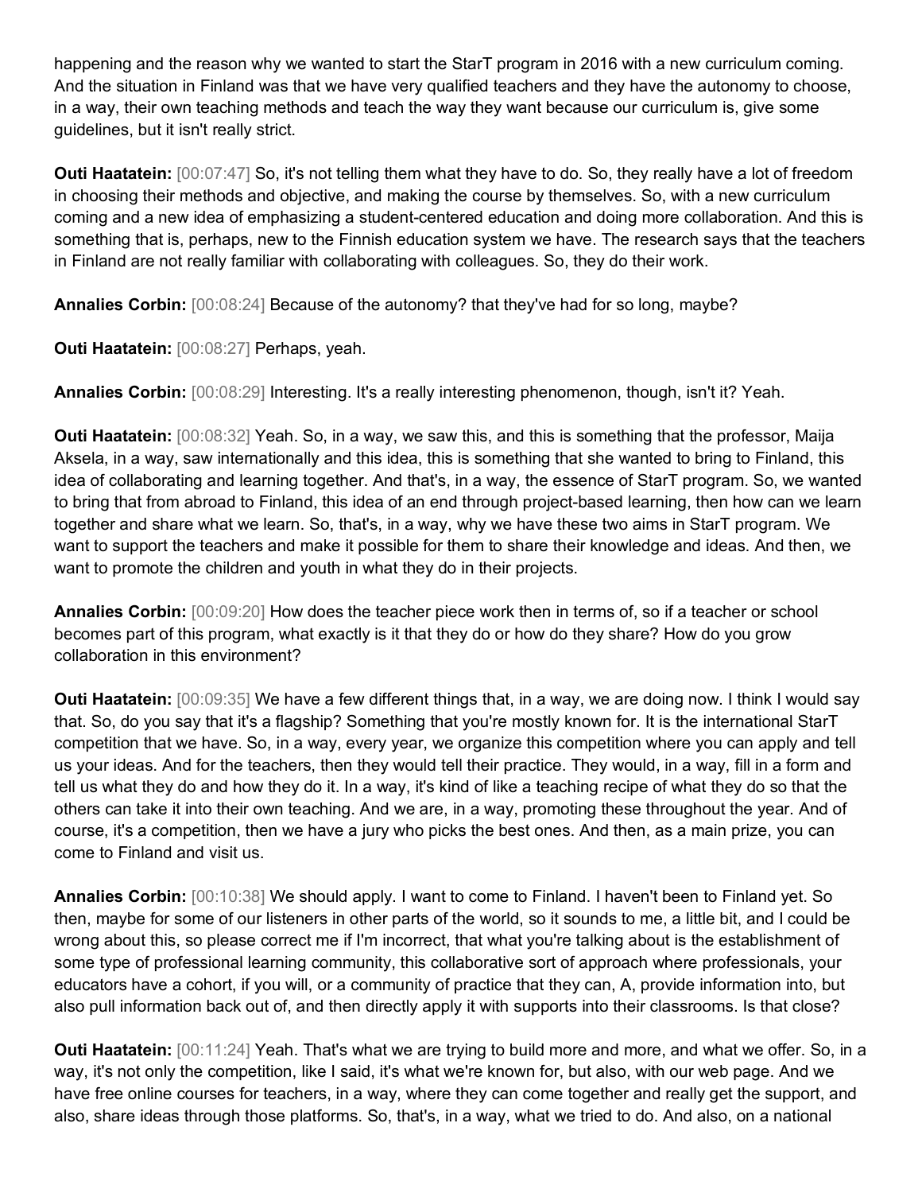happening and the reason why we wanted to start the StarT program in 2016 with a new curriculum coming. And the situation in Finland was that we have very qualified teachers and they have the autonomy to choose, in a way, their own teaching methods and teach the way they want because our curriculum is, give some guidelines, but it isn't really strict.

**Outi Haatatein:** [00:07:47] So, it's not telling them what they have to do. So, they really have a lot of freedom in choosing their methods and objective, and making the course by themselves. So, with a new curriculum coming and a new idea of emphasizing a student-centered education and doing more collaboration. And this is something that is, perhaps, new to the Finnish education system we have. The research says that the teachers in Finland are not really familiar with collaborating with colleagues. So, they do their work.

**Annalies Corbin:** [00:08:24] Because of the autonomy? that they've had for so long, maybe?

**Outi Haatatein:** [00:08:27] Perhaps, yeah.

**Annalies Corbin:** [00:08:29] Interesting. It's a really interesting phenomenon, though, isn't it? Yeah.

**Outi Haatatein:** [00:08:32] Yeah. So, in a way, we saw this, and this is something that the professor, Maija Aksela, in a way, saw internationally and this idea, this is something that she wanted to bring to Finland, this idea of collaborating and learning together. And that's, in a way, the essence of StarT program. So, we wanted to bring that from abroad to Finland, this idea of an end through project-based learning, then how can we learn together and share what we learn. So, that's, in a way, why we have these two aims in StarT program. We want to support the teachers and make it possible for them to share their knowledge and ideas. And then, we want to promote the children and youth in what they do in their projects.

**Annalies Corbin:** [00:09:20] How does the teacher piece work then in terms of, so if a teacher or school becomes part of this program, what exactly is it that they do or how do they share? How do you grow collaboration in this environment?

**Outi Haatatein:** [00:09:35] We have a few different things that, in a way, we are doing now. I think I would say that. So, do you say that it's a flagship? Something that you're mostly known for. It is the international StarT competition that we have. So, in a way, every year, we organize this competition where you can apply and tell us your ideas. And for the teachers, then they would tell their practice. They would, in a way, fill in a form and tell us what they do and how they do it. In a way, it's kind of like a teaching recipe of what they do so that the others can take it into their own teaching. And we are, in a way, promoting these throughout the year. And of course, it's a competition, then we have a jury who picks the best ones. And then, as a main prize, you can come to Finland and visit us.

**Annalies Corbin:** [00:10:38] We should apply. I want to come to Finland. I haven't been to Finland yet. So then, maybe for some of our listeners in other parts of the world, so it sounds to me, a little bit, and I could be wrong about this, so please correct me if I'm incorrect, that what you're talking about is the establishment of some type of professional learning community, this collaborative sort of approach where professionals, your educators have a cohort, if you will, or a community of practice that they can, A, provide information into, but also pull information back out of, and then directly apply it with supports into their classrooms. Is that close?

**Outi Haatatein:** [00:11:24] Yeah. That's what we are trying to build more and more, and what we offer. So, in a way, it's not only the competition, like I said, it's what we're known for, but also, with our web page. And we have free online courses for teachers, in a way, where they can come together and really get the support, and also, share ideas through those platforms. So, that's, in a way, what we tried to do. And also, on a national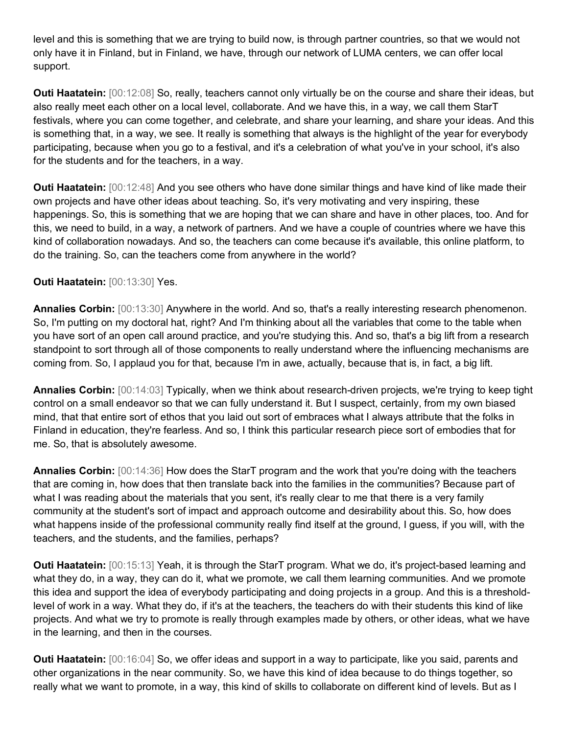level and this is something that we are trying to build now, is through partner countries, so that we would not only have it in Finland, but in Finland, we have, through our network of LUMA centers, we can offer local support.

**Outi Haatatein:** [00:12:08] So, really, teachers cannot only virtually be on the course and share their ideas, but also really meet each other on a local level, collaborate. And we have this, in a way, we call them StarT festivals, where you can come together, and celebrate, and share your learning, and share your ideas. And this is something that, in a way, we see. It really is something that always is the highlight of the year for everybody participating, because when you go to a festival, and it's a celebration of what you've in your school, it's also for the students and for the teachers, in a way.

**Outi Haatatein:** [00:12:48] And you see others who have done similar things and have kind of like made their own projects and have other ideas about teaching. So, it's very motivating and very inspiring, these happenings. So, this is something that we are hoping that we can share and have in other places, too. And for this, we need to build, in a way, a network of partners. And we have a couple of countries where we have this kind of collaboration nowadays. And so, the teachers can come because it's available, this online platform, to do the training. So, can the teachers come from anywhere in the world?

**Outi Haatatein:** [00:13:30] Yes.

**Annalies Corbin:** [00:13:30] Anywhere in the world. And so, that's a really interesting research phenomenon. So, I'm putting on my doctoral hat, right? And I'm thinking about all the variables that come to the table when you have sort of an open call around practice, and you're studying this. And so, that's a big lift from a research standpoint to sort through all of those components to really understand where the influencing mechanisms are coming from. So, I applaud you for that, because I'm in awe, actually, because that is, in fact, a big lift.

**Annalies Corbin:** [00:14:03] Typically, when we think about research-driven projects, we're trying to keep tight control on a small endeavor so that we can fully understand it. But I suspect, certainly, from my own biased mind, that that entire sort of ethos that you laid out sort of embraces what I always attribute that the folks in Finland in education, they're fearless. And so, I think this particular research piece sort of embodies that for me. So, that is absolutely awesome.

**Annalies Corbin:** [00:14:36] How does the StarT program and the work that you're doing with the teachers that are coming in, how does that then translate back into the families in the communities? Because part of what I was reading about the materials that you sent, it's really clear to me that there is a very family community at the student's sort of impact and approach outcome and desirability about this. So, how does what happens inside of the professional community really find itself at the ground, I guess, if you will, with the teachers, and the students, and the families, perhaps?

**Outi Haatatein:** [00:15:13] Yeah, it is through the StarT program. What we do, it's project-based learning and what they do, in a way, they can do it, what we promote, we call them learning communities. And we promote this idea and support the idea of everybody participating and doing projects in a group. And this is a threshold-level of work in a way. What they do, if it's at the teachers, the teachers do with their students this kind of like projects. And what we try to promote is really through examples made by others, or other ideas, what we have in the learning, and then in the courses.

**Outi Haatatein:** [00:16:04] So, we offer ideas and support in a way to participate, like you said, parents and other organizations in the near community. So, we have this kind of idea because to do things together, so really what we want to promote, in a way, this kind of skills to collaborate on different kind of levels. But as I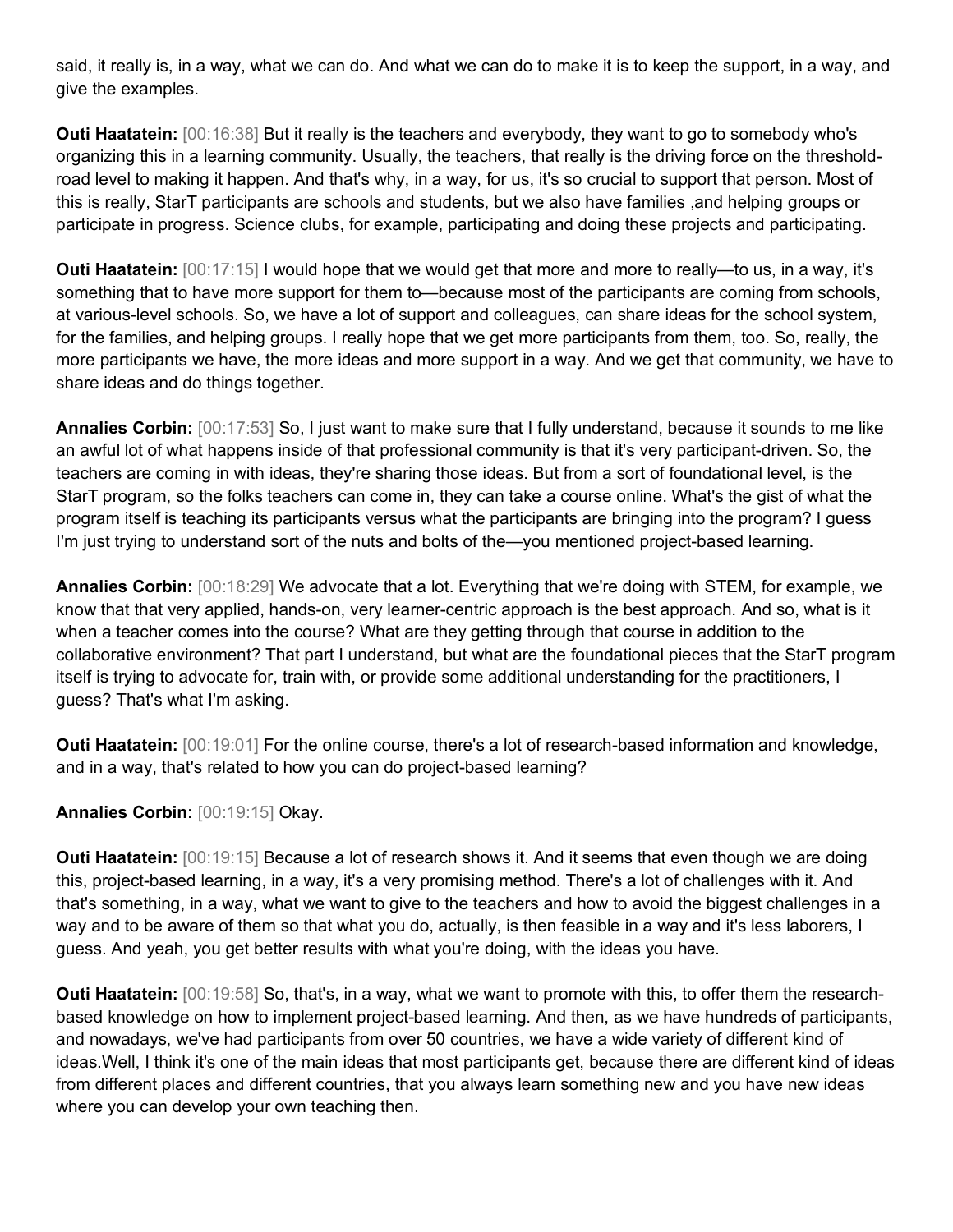said, it really is, in a way, what we can do. And what we can do to make it is to keep the support, in a way, and give the examples.

**Outi Haatatein:** [00:16:38] But it really is the teachers and everybody, they want to go to somebody who's organizing this in a learning community. Usually, the teachers, that really is the driving force on the threshold-road level to making it happen. And that's why, in a way, for us, it's so crucial to support that person. Most of this is really, StarT participants are schools and students, but we also have families ,and helping groups or participate in progress. Science clubs, for example, participating and doing these projects and participating.

**Outi Haatatein:** [00:17:15] I would hope that we would get that more and more to really—to us, in a way, it's something that to have more support for them to—because most of the participants are coming from schools, at various-level schools. So, we have a lot of support and colleagues, can share ideas for the school system, for the families, and helping groups. I really hope that we get more participants from them, too. So, really, the more participants we have, the more ideas and more support in a way. And we get that community, we have to share ideas and do things together.

**Annalies Corbin:** [00:17:53] So, I just want to make sure that I fully understand, because it sounds to me like an awful lot of what happens inside of that professional community is that it's very participant-driven. So, the teachers are coming in with ideas, they're sharing those ideas. But from a sort of foundational level, is the StarT program, so the folks teachers can come in, they can take a course online. What's the gist of what the program itself is teaching its participants versus what the participants are bringing into the program? I guess I'm just trying to understand sort of the nuts and bolts of the—you mentioned project-based learning.

**Annalies Corbin:** [00:18:29] We advocate that a lot. Everything that we're doing with STEM, for example, we know that that very applied, hands-on, very learner-centric approach is the best approach. And so, what is it when a teacher comes into the course? What are they getting through that course in addition to the collaborative environment? That part I understand, but what are the foundational pieces that the StarT program itself is trying to advocate for, train with, or provide some additional understanding for the practitioners, I guess? That's what I'm asking.

**Outi Haatatein:** [00:19:01] For the online course, there's a lot of research-based information and knowledge, and in a way, that's related to how you can do project-based learning?

**Annalies Corbin:** [00:19:15] Okay.

**Outi Haatatein:** [00:19:15] Because a lot of research shows it. And it seems that even though we are doing this, project-based learning, in a way, it's a very promising method. There's a lot of challenges with it. And that's something, in a way, what we want to give to the teachers and how to avoid the biggest challenges in a way and to be aware of them so that what you do, actually, is then feasible in a way and it's less laborers, I guess. And yeah, you get better results with what you're doing, with the ideas you have.

**Outi Haatatein:** [00:19:58] So, that's, in a way, what we want to promote with this, to offer them the research-based knowledge on how to implement project-based learning. And then, as we have hundreds of participants, and nowadays, we've had participants from over 50 countries, we have a wide variety of different kind of ideas.Well, I think it's one of the main ideas that most participants get, because there are different kind of ideas from different places and different countries, that you always learn something new and you have new ideas where you can develop your own teaching then.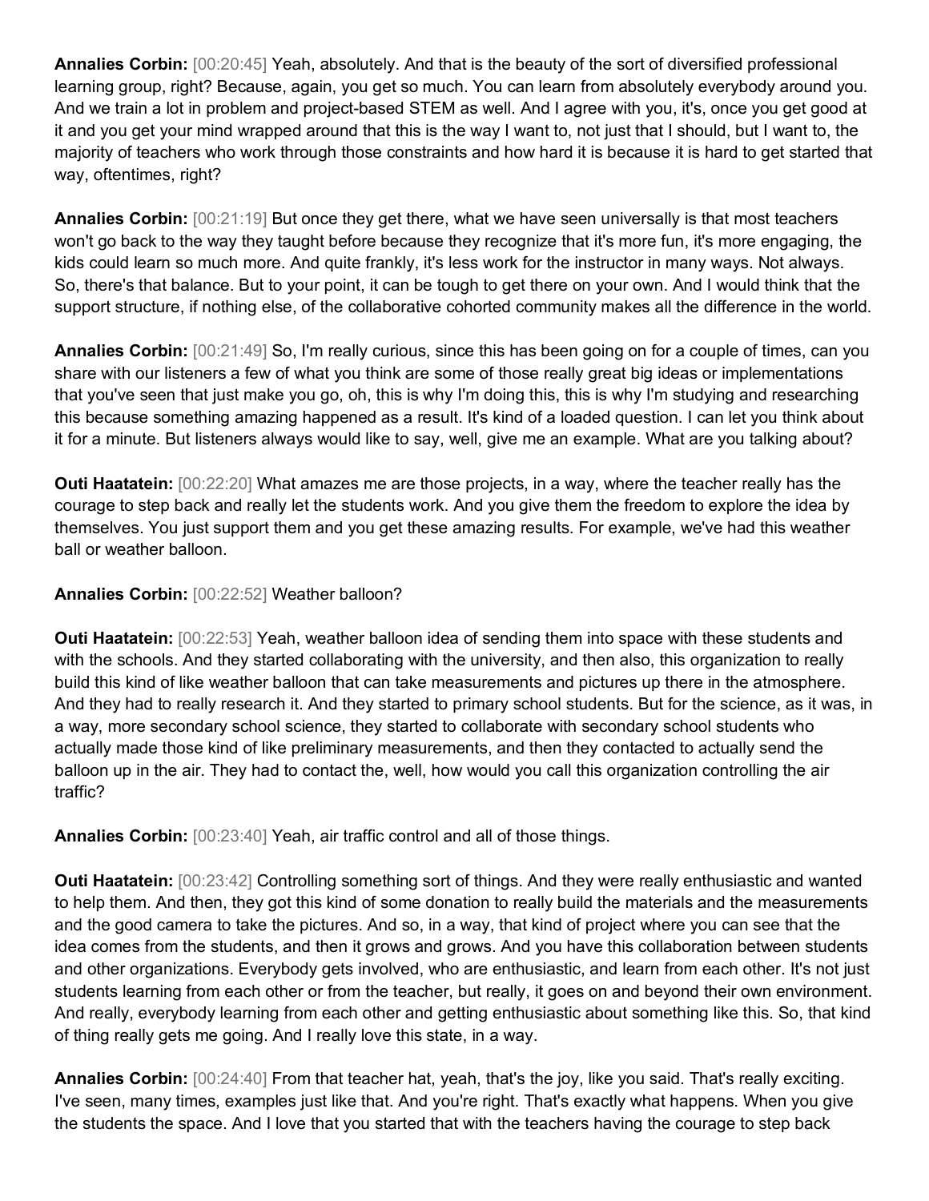**Annalies Corbin:** [00:20:45] Yeah, absolutely. And that is the beauty of the sort of diversified professional learning group, right? Because, again, you get so much. You can learn from absolutely everybody around you. And we train a lot in problem and project-based STEM as well. And I agree with you, it's, once you get good at it and you get your mind wrapped around that this is the way I want to, not just that I should, but I want to, the majority of teachers who work through those constraints and how hard it is because it is hard to get started that way, oftentimes, right?

**Annalies Corbin:** [00:21:19] But once they get there, what we have seen universally is that most teachers won't go back to the way they taught before because they recognize that it's more fun, it's more engaging, the kids could learn so much more. And quite frankly, it's less work for the instructor in many ways. Not always. So, there's that balance. But to your point, it can be tough to get there on your own. And I would think that the support structure, if nothing else, of the collaborative cohorted community makes all the difference in the world.

**Annalies Corbin:** [00:21:49] So, I'm really curious, since this has been going on for a couple of times, can you share with our listeners a few of what you think are some of those really great big ideas or implementations that you've seen that just make you go, oh, this is why I'm doing this, this is why I'm studying and researching this because something amazing happened as a result. It's kind of a loaded question. I can let you think about it for a minute. But listeners always would like to say, well, give me an example. What are you talking about?

**Outi Haatatein:** [00:22:20] What amazes me are those projects, in a way, where the teacher really has the courage to step back and really let the students work. And you give them the freedom to explore the idea by themselves. You just support them and you get these amazing results. For example, we've had this weather ball or weather balloon.

**Annalies Corbin:** [00:22:52] Weather balloon?

**Outi Haatatein:** [00:22:53] Yeah, weather balloon idea of sending them into space with these students and with the schools. And they started collaborating with the university, and then also, this organization to really build this kind of like weather balloon that can take measurements and pictures up there in the atmosphere. And they had to really research it. And they started to primary school students. But for the science, as it was, in a way, more secondary school science, they started to collaborate with secondary school students who actually made those kind of like preliminary measurements, and then they contacted to actually send the balloon up in the air. They had to contact the, well, how would you call this organization controlling the air traffic?

**Annalies Corbin:** [00:23:40] Yeah, air traffic control and all of those things.

**Outi Haatatein:** [00:23:42] Controlling something sort of things. And they were really enthusiastic and wanted to help them. And then, they got this kind of some donation to really build the materials and the measurements and the good camera to take the pictures. And so, in a way, that kind of project where you can see that the idea comes from the students, and then it grows and grows. And you have this collaboration between students and other organizations. Everybody gets involved, who are enthusiastic, and learn from each other. It's not just students learning from each other or from the teacher, but really, it goes on and beyond their own environment. And really, everybody learning from each other and getting enthusiastic about something like this. So, that kind of thing really gets me going. And I really love this state, in a way.

**Annalies Corbin:** [00:24:40] From that teacher hat, yeah, that's the joy, like you said. That's really exciting. I've seen, many times, examples just like that. And you're right. That's exactly what happens. When you give the students the space. And I love that you started that with the teachers having the courage to step back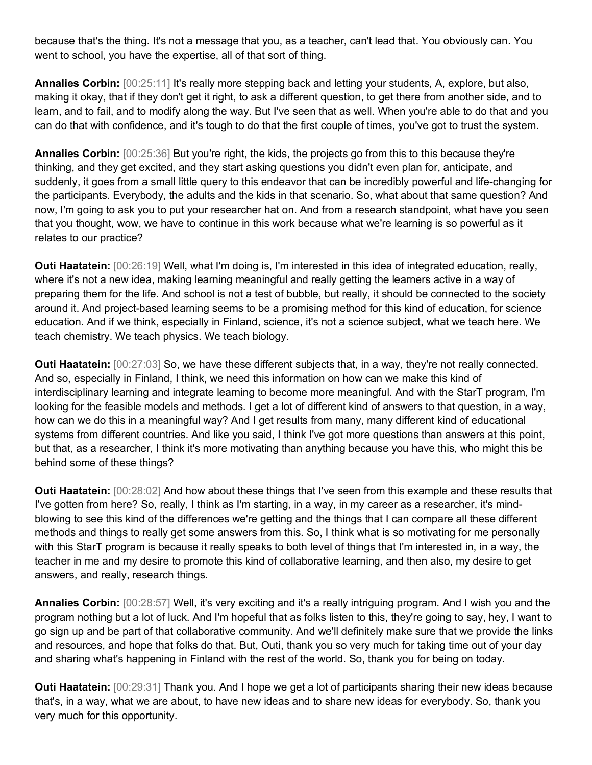because that's the thing. It's not a message that you, as a teacher, can't lead that. You obviously can. You went to school, you have the expertise, all of that sort of thing.

**Annalies Corbin:** [00:25:11] It's really more stepping back and letting your students, A, explore, but also, making it okay, that if they don't get it right, to ask a different question, to get there from another side, and to learn, and to fail, and to modify along the way. But I've seen that as well. When you're able to do that and you can do that with confidence, and it's tough to do that the first couple of times, you've got to trust the system.

**Annalies Corbin:** [00:25:36] But you're right, the kids, the projects go from this to this because they're thinking, and they get excited, and they start asking questions you didn't even plan for, anticipate, and suddenly, it goes from a small little query to this endeavor that can be incredibly powerful and life-changing for the participants. Everybody, the adults and the kids in that scenario. So, what about that same question? And now, I'm going to ask you to put your researcher hat on. And from a research standpoint, what have you seen that you thought, wow, we have to continue in this work because what we're learning is so powerful as it relates to our practice?

**Outi Haatatein:** [00:26:19] Well, what I'm doing is, I'm interested in this idea of integrated education, really, where it's not a new idea, making learning meaningful and really getting the learners active in a way of preparing them for the life. And school is not a test of bubble, but really, it should be connected to the society around it. And project-based learning seems to be a promising method for this kind of education, for science education. And if we think, especially in Finland, science, it's not a science subject, what we teach here. We teach chemistry. We teach physics. We teach biology.

**Outi Haatatein:** [00:27:03] So, we have these different subjects that, in a way, they're not really connected. And so, especially in Finland, I think, we need this information on how can we make this kind of interdisciplinary learning and integrate learning to become more meaningful. And with the StarT program, I'm looking for the feasible models and methods. I get a lot of different kind of answers to that question, in a way, how can we do this in a meaningful way? And I get results from many, many different kind of educational systems from different countries. And like you said, I think I've got more questions than answers at this point, but that, as a researcher, I think it's more motivating than anything because you have this, who might this be behind some of these things?

**Outi Haatatein:** [00:28:02] And how about these things that I've seen from this example and these results that I've gotten from here? So, really, I think as I'm starting, in a way, in my career as a researcher, it's mind-blowing to see this kind of the differences we're getting and the things that I can compare all these different methods and things to really get some answers from this. So, I think what is so motivating for me personally with this StarT program is because it really speaks to both level of things that I'm interested in, in a way, the teacher in me and my desire to promote this kind of collaborative learning, and then also, my desire to get answers, and really, research things.

**Annalies Corbin:** [00:28:57] Well, it's very exciting and it's a really intriguing program. And I wish you and the program nothing but a lot of luck. And I'm hopeful that as folks listen to this, they're going to say, hey, I want to go sign up and be part of that collaborative community. And we'll definitely make sure that we provide the links and resources, and hope that folks do that. But, Outi, thank you so very much for taking time out of your day and sharing what's happening in Finland with the rest of the world. So, thank you for being on today.

**Outi Haatatein:** [00:29:31] Thank you. And I hope we get a lot of participants sharing their new ideas because that's, in a way, what we are about, to have new ideas and to share new ideas for everybody. So, thank you very much for this opportunity.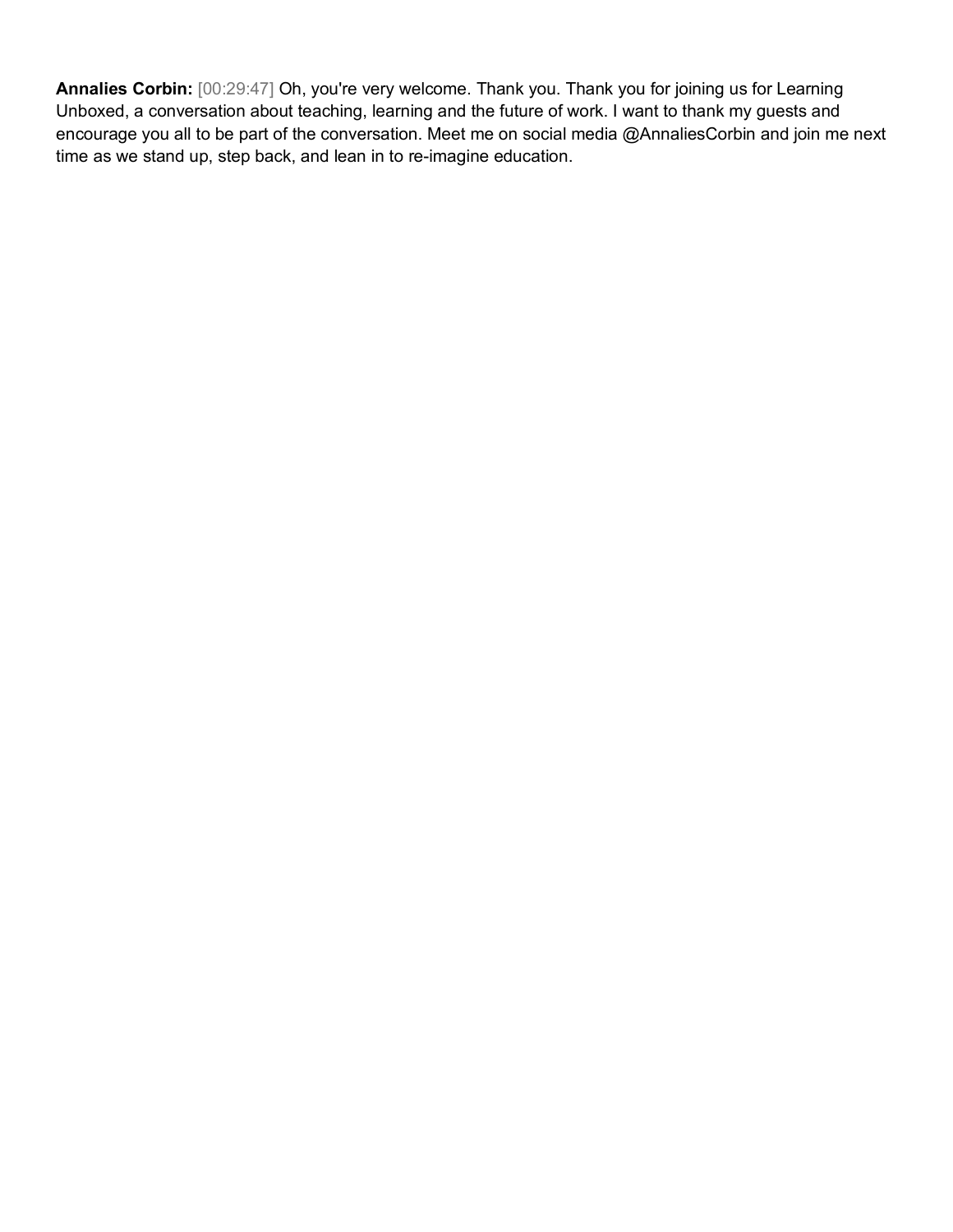**Annalies Corbin:** [00:29:47] Oh, you're very welcome. Thank you. Thank you for joining us for Learning Unboxed, a conversation about teaching, learning and the future of work. I want to thank my guests and encourage you all to be part of the conversation. Meet me on social media @AnnaliesCorbin and join me next time as we stand up, step back, and lean in to re-imagine education.